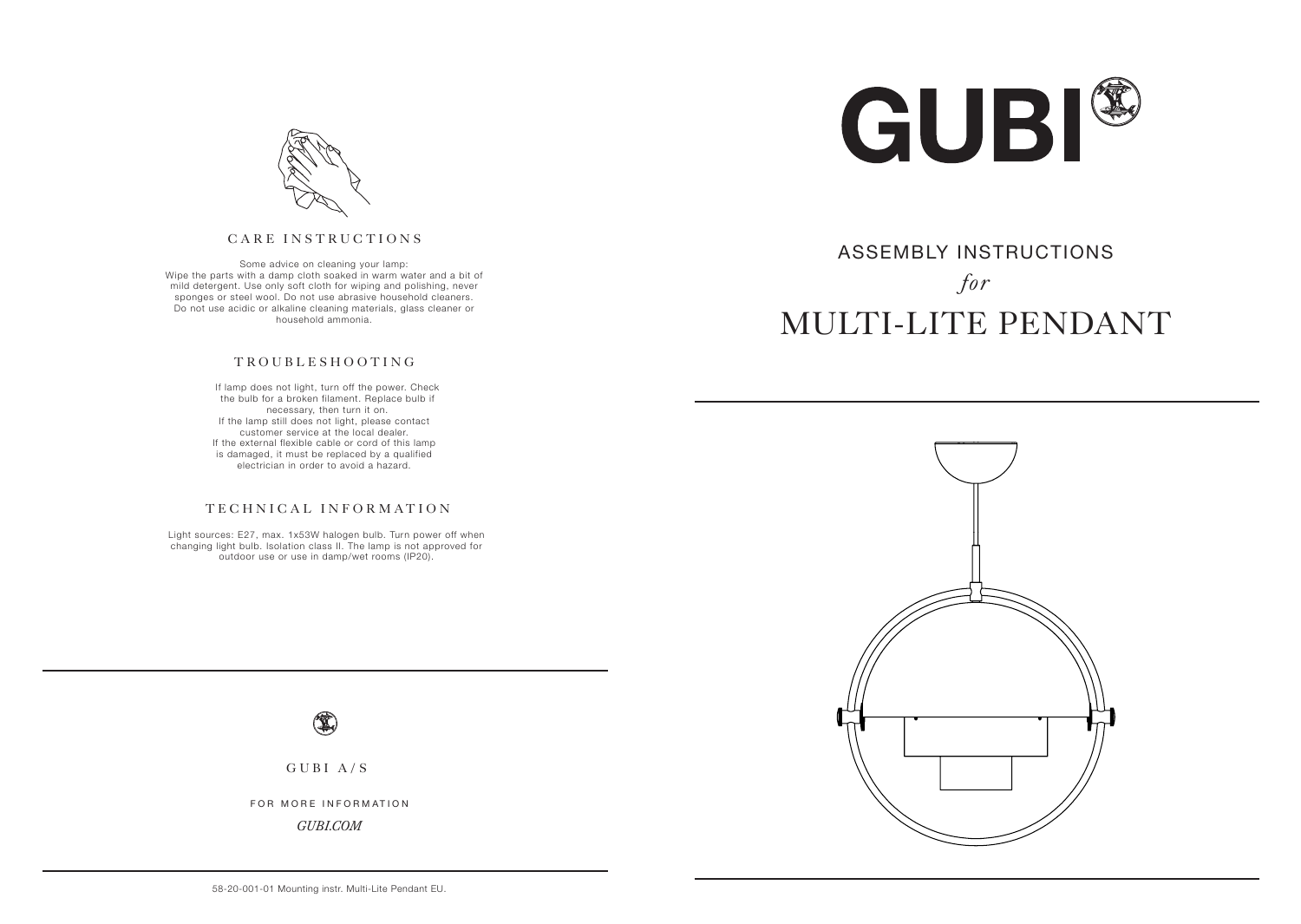# GUBI

## ASSEMBLY INSTRUCTIONS

*for*

# MULTI-LITE PENDANT

## CARE INSTRUCTIONS

Some advice on cleaning your lamp:
Wipe the parts with a damp cloth soaked in warm water and a bit of mild detergent. Use only soft cloth for wiping and polishing, never sponges or steel wool. Do not use abrasive household cleaners. Do not use acidic or alkaline cleaning materials, glass cleaner or household ammonia.

## TROUBLESHOOTING

If lamp does not light, turn off the power. Check the bulb for a broken filament. Replace bulb if necessary, then turn it on.
If the lamp still does not light, please contact customer service at the local dealer.
If the external flexible cable or cord of this lamp is damaged, it must be replaced by a qualified electrician in order to avoid a hazard.

## TECHNICAL INFORMATION

Light sources: E27, max. 1x53W halogen bulb. Turn power off when changing light bulb. Isolation class II. The lamp is not approved for outdoor use or use in damp/wet rooms (IP20).

GUBI A/S

FOR MORE INFORMATION

*GUBI.COM*

58-20-001-01 Mounting instr. Multi-Lite Pendant EU.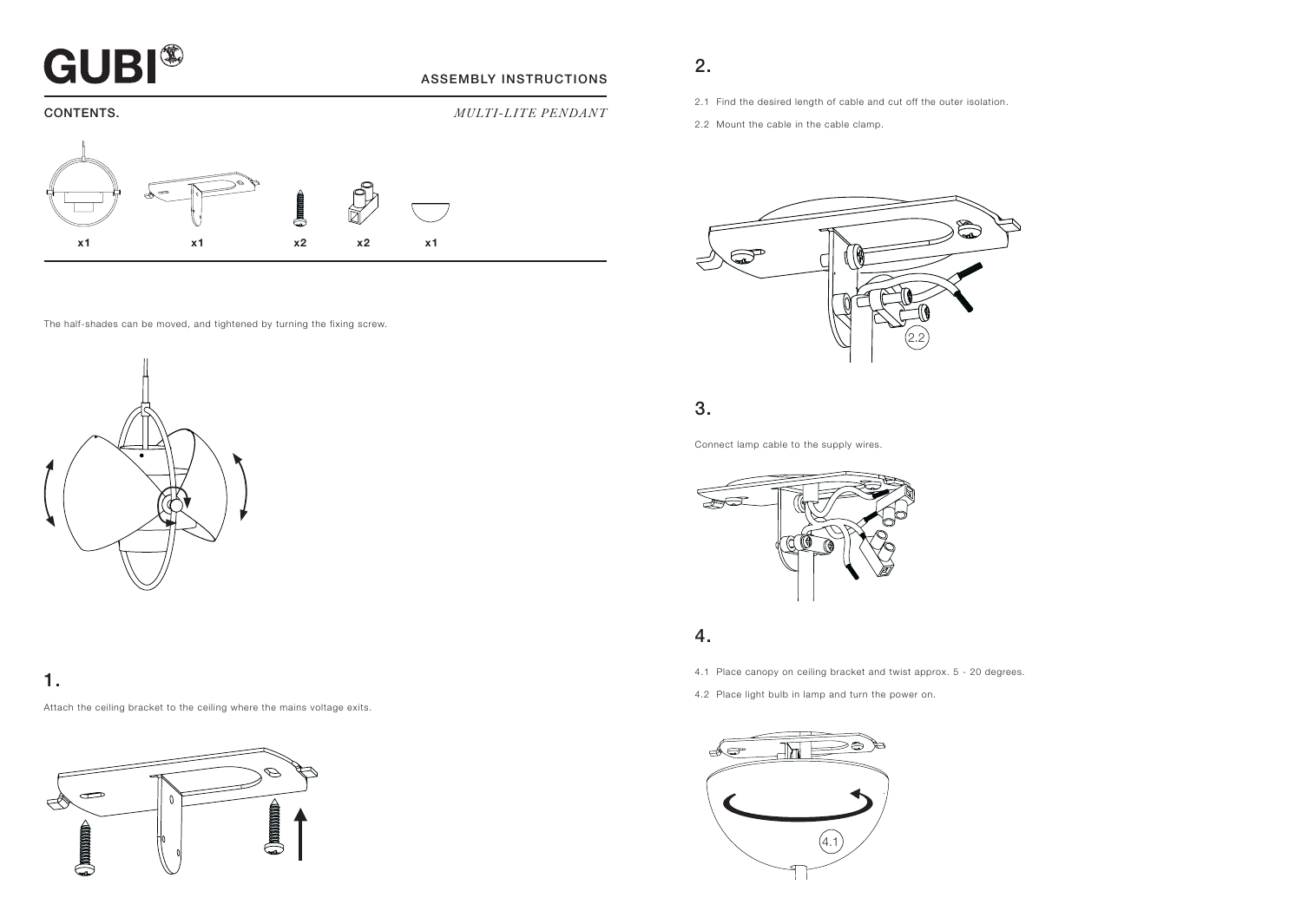# GUBI

## ASSEMBLY INSTRUCTIONS

### CONTENTS.

*MULTI-LITE PENDANT*

x1 x1 x2 x2 x1

The half-shades can be moved, and tightened by turning the fixing screw.

## 1.

Attach the ceiling bracket to the ceiling where the mains voltage exits.

## 2.

2.1 Find the desired length of cable and cut off the outer isolation.

2.2 Mount the cable in the cable clamp.

2.2

## 3.

Connect lamp cable to the supply wires.

## 4.

4.1 Place canopy on ceiling bracket and twist approx. 5 - 20 degrees.

4.2 Place light bulb in lamp and turn the power on.

4.1